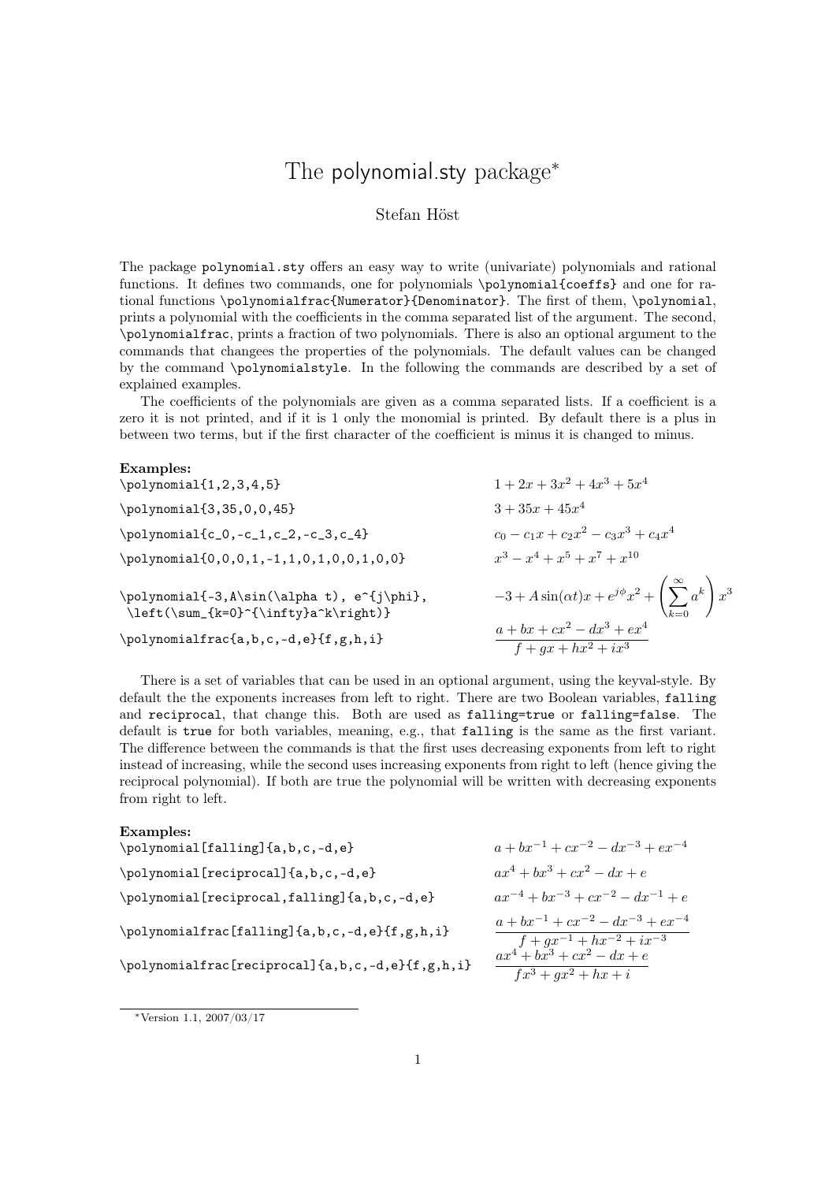# The polynomial.sty package[*]

Stefan Höst

The package `polynomial.sty` offers an easy way to write (univariate) polynomials and rational functions. It defines two commands, one for polynomials `\polynomial{coeffs}` and one for rational functions `\polynomialfrac{Numerator}{Denominator}`. The first of them, `\polynomial`, prints a polynomial with the coefficients in the comma separated list of the argument. The second, `\polynomialfrac`, prints a fraction of two polynomials. There is also an optional argument to the commands that changees the properties of the polynomials. The default values can be changed by the command `\polynomialstyle`. In the following the commands are described by a set of explained examples.

The coefficients of the polynomials are given as a comma separated lists. If a coefficient is a zero it is not printed, and if it is 1 only the monomial is printed. By default there is a plus in between two terms, but if the first character of the coefficient is minus it is changed to minus.

**Examples:**

| | |
|---|---|
| `\polynomial{1,2,3,4,5}` | $1 + 2x + 3x^2 + 4x^3 + 5x^4$ |
| `\polynomial{3,35,0,0,45}` | $3 + 35x + 45x^4$ |
| `\polynomial{c_0,-c_1,c_2,-c_3,c_4}` | $c_0 - c_1x + c_2x^2 - c_3x^3 + c_4x^4$ |
| `\polynomial{0,0,0,1,-1,1,0,1,0,0,1,0,0}` | $x^3 - x^4 + x^5 + x^7 + x^{10}$ |
| `\polynomial{-3,A\sin(\alpha t), e^{j\phi}, \left(\sum_{k=0}^{\infty}a^k\right)}` | $-3 + A\sin(\alpha t)x + e^{j\phi}x^2 + \left(\sum_{k=0}^{\infty} a^k\right) x^3$ |
| `\polynomialfrac{a,b,c,-d,e}{f,g,h,i}` | $\dfrac{a + bx + cx^2 - dx^3 + ex^4}{f + gx + hx^2 + ix^3}$ |

There is a set of variables that can be used in an optional argument, using the keyval-style. By default the the exponents increases from left to right. There are two Boolean variables, `falling` and `reciprocal`, that change this. Both are used as `falling=true` or `falling=false`. The default is `true` for both variables, meaning, e.g., that `falling` is the same as the first variant. The difference between the commands is that the first uses decreasing exponents from left to right instead of increasing, while the second uses increasing exponents from right to left (hence giving the reciprocal polynomial). If both are true the polynomial will be written with decreasing exponents from right to left.

**Examples:**

| | |
|---|---|
| `\polynomial[falling]{a,b,c,-d,e}` | $a + bx^{-1} + cx^{-2} - dx^{-3} + ex^{-4}$ |
| `\polynomial[reciprocal]{a,b,c,-d,e}` | $ax^4 + bx^3 + cx^2 - dx + e$ |
| `\polynomial[reciprocal,falling]{a,b,c,-d,e}` | $ax^{-4} + bx^{-3} + cx^{-2} - dx^{-1} + e$ |
| `\polynomialfrac[falling]{a,b,c,-d,e}{f,g,h,i}` | $\dfrac{a + bx^{-1} + cx^{-2} - dx^{-3} + ex^{-4}}{f + gx^{-1} + hx^{-2} + ix^{-3}}$ |
| `\polynomialfrac[reciprocal]{a,b,c,-d,e}{f,g,h,i}` | $\dfrac{ax^4 + bx^3 + cx^2 - dx + e}{fx^3 + gx^2 + hx + i}$ |

[*] Version 1.1, 2007/03/17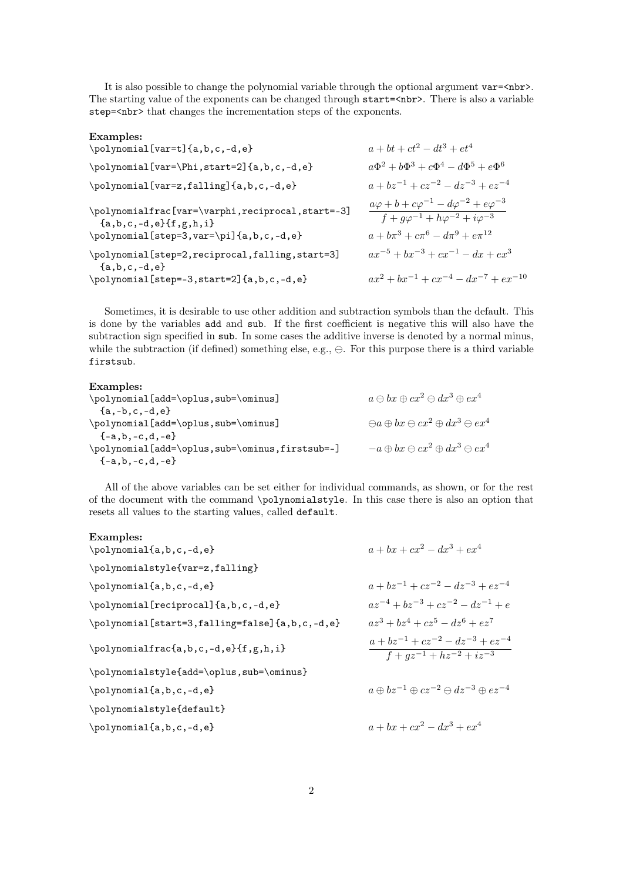It is also possible to change the polynomial variable through the optional argument `var=<nbr>`. The starting value of the exponents can be changed through `start=<nbr>`. There is also a variable `step=<nbr>` that changes the incrementation steps of the exponents.

**Examples:**

| | |
|---|---|
| `\polynomial[var=t]{a,b,c,-d,e}` | $a + bt + ct^2 - dt^3 + et^4$ |
| `\polynomial[var=\Phi,start=2]{a,b,c,-d,e}` | $a\Phi^2 + b\Phi^3 + c\Phi^4 - d\Phi^5 + e\Phi^6$ |
| `\polynomial[var=z,falling]{a,b,c,-d,e}` | $a + bz^{-1} + cz^{-2} - dz^{-3} + ez^{-4}$ |
| `\polynomialfrac[var=\varphi,reciprocal,start=-3] {a,b,c,-d,e}{f,g,h,i}` | $\frac{a\varphi + b + c\varphi^{-1} - d\varphi^{-2} + e\varphi^{-3}}{f + g\varphi^{-1} + h\varphi^{-2} + i\varphi^{-3}}$ |
| `\polynomial[step=3,var=\pi]{a,b,c,-d,e}` | $a + b\pi^3 + c\pi^6 - d\pi^9 + e\pi^{12}$ |
| `\polynomial[step=2,reciprocal,falling,start=3] {a,b,c,-d,e}` | $ax^{-5} + bx^{-3} + cx^{-1} - dx + ex^3$ |
| `\polynomial[step=-3,start=2]{a,b,c,-d,e}` | $ax^2 + bx^{-1} + cx^{-4} - dx^{-7} + ex^{-10}$ |

Sometimes, it is desirable to use other addition and subtraction symbols than the default. This is done by the variables `add` and `sub`. If the first coefficient is negative this will also have the subtraction sign specified in `sub`. In some cases the additive inverse is denoted by a normal minus, while the subtraction (if defined) something else, e.g., $\ominus$. For this purpose there is a third variable `firstsub`.

**Examples:**

| | |
|---|---|
| `\polynomial[add=\oplus,sub=\ominus] {a,-b,c,-d,e}` | $a \ominus bx \oplus cx^2 \ominus dx^3 \oplus ex^4$ |
| `\polynomial[add=\oplus,sub=\ominus] {-a,b,-c,d,-e}` | $\ominus a \oplus bx \ominus cx^2 \oplus dx^3 \ominus ex^4$ |
| `\polynomial[add=\oplus,sub=\ominus,firstsub=-] {-a,b,-c,d,-e}` | $-a \oplus bx \ominus cx^2 \oplus dx^3 \ominus ex^4$ |

All of the above variables can be set either for individual commands, as shown, or for the rest of the document with the command `\polynomialstyle`. In this case there is also an option that resets all values to the starting values, called `default`.

**Examples:**

| | |
|---|---|
| `\polynomial{a,b,c,-d,e}` | $a + bx + cx^2 - dx^3 + ex^4$ |
| `\polynomialstyle{var=z,falling}` | |
| `\polynomial{a,b,c,-d,e}` | $a + bz^{-1} + cz^{-2} - dz^{-3} + ez^{-4}$ |
| `\polynomial[reciprocal]{a,b,c,-d,e}` | $az^{-4} + bz^{-3} + cz^{-2} - dz^{-1} + e$ |
| `\polynomial[start=3,falling=false]{a,b,c,-d,e}` | $az^3 + bz^4 + cz^5 - dz^6 + ez^7$ |
| `\polynomialfrac{a,b,c,-d,e}{f,g,h,i}` | $\frac{a + bz^{-1} + cz^{-2} - dz^{-3} + ez^{-4}}{f + gz^{-1} + hz^{-2} + iz^{-3}}$ |
| `\polynomialstyle{add=\oplus,sub=\ominus}` | |
| `\polynomial{a,b,c,-d,e}` | $a \oplus bz^{-1} \oplus cz^{-2} \ominus dz^{-3} \oplus ez^{-4}$ |
| `\polynomialstyle{default}` | |
| `\polynomial{a,b,c,-d,e}` | $a + bx + cx^2 - dx^3 + ex^4$ |